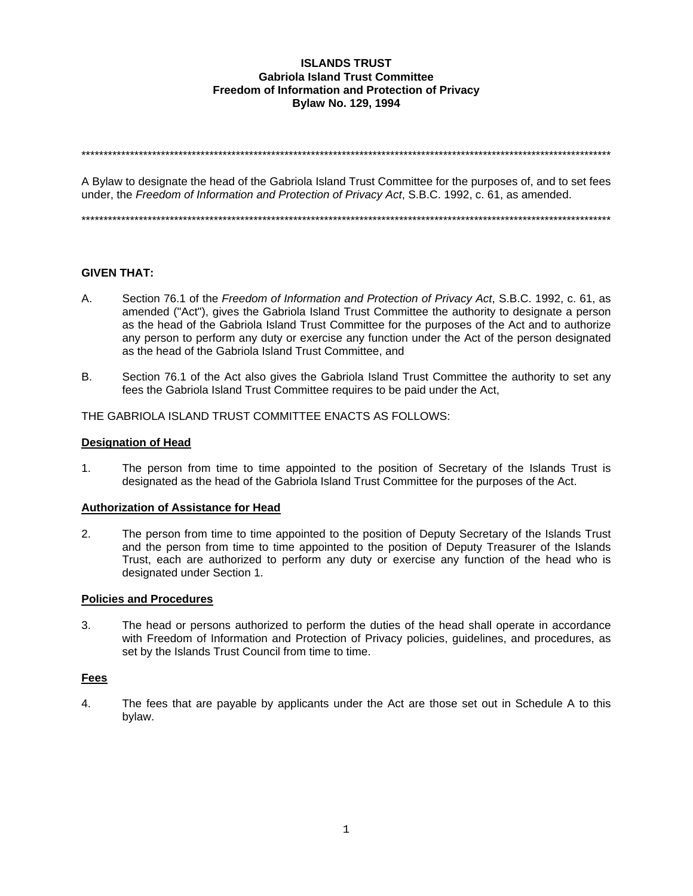**ISLANDS TRUST**
**Gabriola Island Trust Committee**
**Freedom of Information and Protection of Privacy**
**Bylaw No. 129, 1994**

---

A Bylaw to designate the head of the Gabriola Island Trust Committee for the purposes of, and to set fees under, the *Freedom of Information and Protection of Privacy Act*, S.B.C. 1992, c. 61, as amended.

---

**GIVEN THAT:**

A. Section 76.1 of the *Freedom of Information and Protection of Privacy Act*, S.B.C. 1992, c. 61, as amended ("Act"), gives the Gabriola Island Trust Committee the authority to designate a person as the head of the Gabriola Island Trust Committee for the purposes of the Act and to authorize any person to perform any duty or exercise any function under the Act of the person designated as the head of the Gabriola Island Trust Committee, and

B. Section 76.1 of the Act also gives the Gabriola Island Trust Committee the authority to set any fees the Gabriola Island Trust Committee requires to be paid under the Act,

THE GABRIOLA ISLAND TRUST COMMITTEE ENACTS AS FOLLOWS:

**Designation of Head**

1. The person from time to time appointed to the position of Secretary of the Islands Trust is designated as the head of the Gabriola Island Trust Committee for the purposes of the Act.

**Authorization of Assistance for Head**

2. The person from time to time appointed to the position of Deputy Secretary of the Islands Trust and the person from time to time appointed to the position of Deputy Treasurer of the Islands Trust, each are authorized to perform any duty or exercise any function of the head who is designated under Section 1.

**Policies and Procedures**

3. The head or persons authorized to perform the duties of the head shall operate in accordance with Freedom of Information and Protection of Privacy policies, guidelines, and procedures, as set by the Islands Trust Council from time to time.

**Fees**

4. The fees that are payable by applicants under the Act are those set out in Schedule A to this bylaw.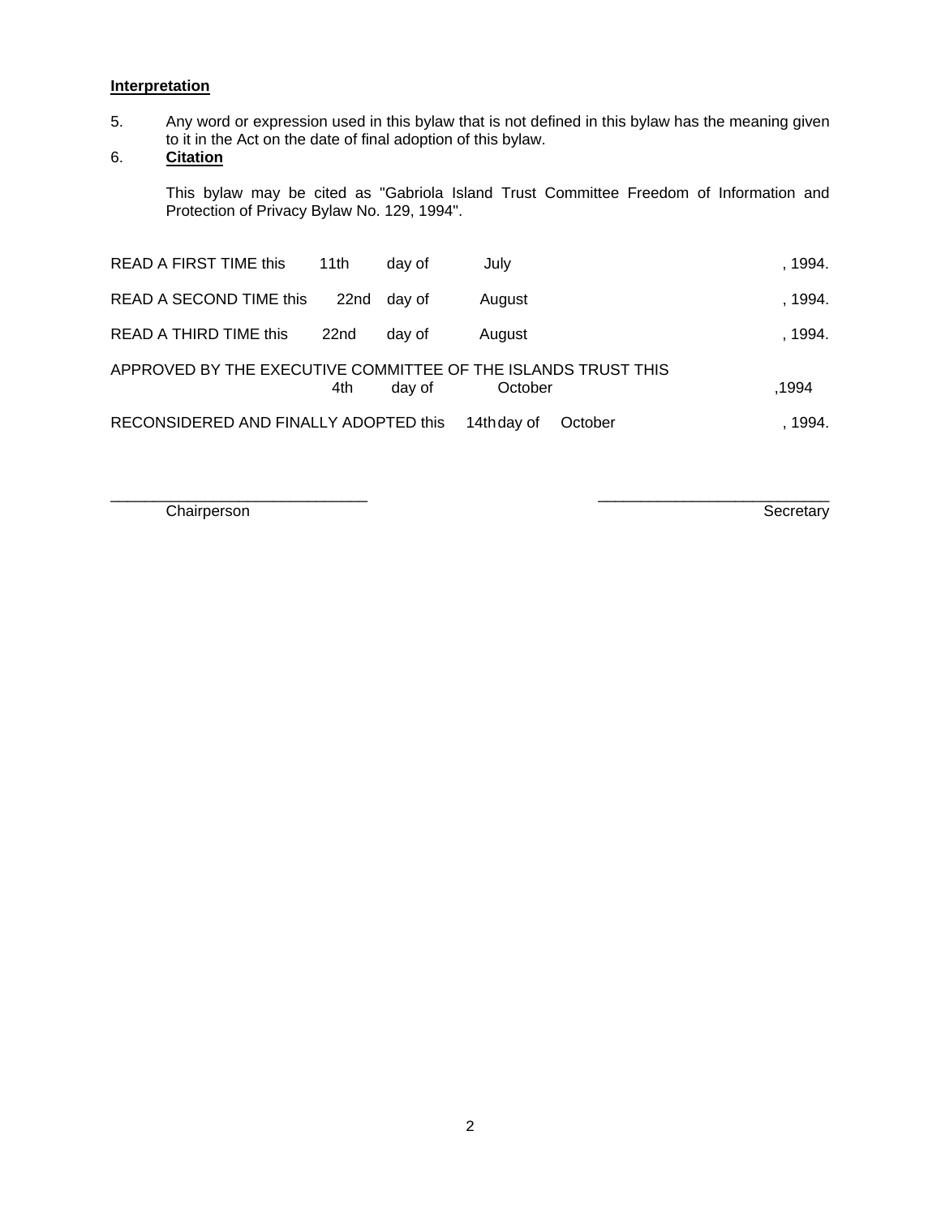**Interpretation**

5. Any word or expression used in this bylaw that is not defined in this bylaw has the meaning given to it in the Act on the date of final adoption of this bylaw.

6. **Citation**

   This bylaw may be cited as "Gabriola Island Trust Committee Freedom of Information and Protection of Privacy Bylaw No. 129, 1994".

READ A FIRST TIME this 11th day of July, 1994.

READ A SECOND TIME this 22nd day of August, 1994.

READ A THIRD TIME this 22nd day of August, 1994.

APPROVED BY THE EXECUTIVE COMMITTEE OF THE ISLANDS TRUST THIS 4th day of October ,1994

RECONSIDERED AND FINALLY ADOPTED this 14th day of October, 1994.

______________________________ Chairperson

______________________________ Secretary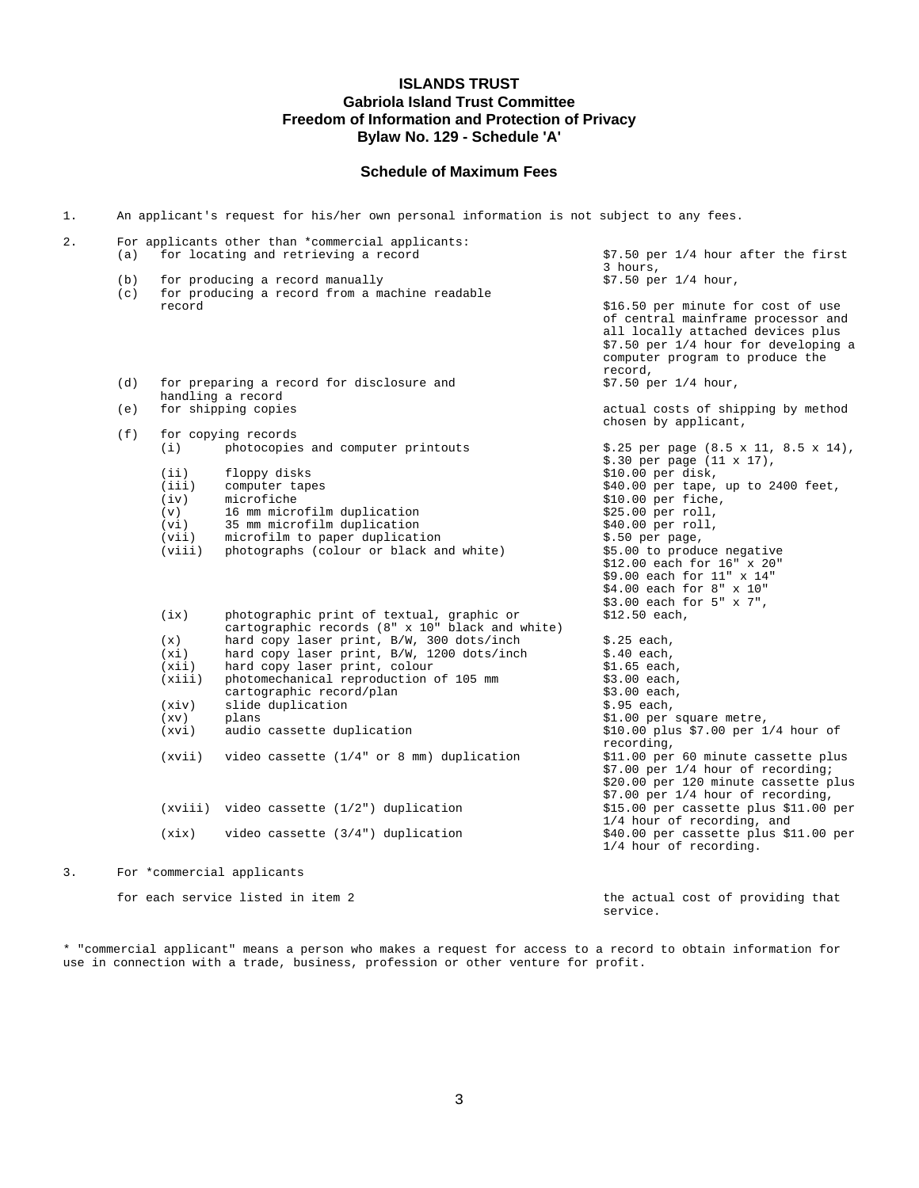# ISLANDS TRUST
## Gabriola Island Trust Committee
## Freedom of Information and Protection of Privacy
## Bylaw No. 129 - Schedule 'A'

### Schedule of Maximum Fees

1. An applicant's request for his/her own personal information is not subject to any fees.

2. For applicants other than *commercial applicants:

| | | | |
|---|---|---|---|
| (a) | for locating and retrieving a record | | $7.50 per 1/4 hour after the first 3 hours, |
| (b) | for producing a record manually | | $7.50 per 1/4 hour, |
| (c) | for producing a record from a machine readable record | | $16.50 per minute for cost of use of central mainframe processor and all locally attached devices plus $7.50 per 1/4 hour for developing a computer program to produce the record, |
| (d) | for preparing a record for disclosure and handling a record | | $7.50 per 1/4 hour, |
| (e) | for shipping copies | | actual costs of shipping by method chosen by applicant, |
| (f) | for copying records | | |
| | (i) | photocopies and computer printouts | $.25 per page (8.5 x 11, 8.5 x 14), $.30 per page (11 x 17), |
| | (ii) | floppy disks | $10.00 per disk, |
| | (iii) | computer tapes | $40.00 per tape, up to 2400 feet, |
| | (iv) | microfiche | $10.00 per fiche, |
| | (v) | 16 mm microfilm duplication | $25.00 per roll, |
| | (vi) | 35 mm microfilm duplication | $40.00 per roll, |
| | (vii) | microfilm to paper duplication | $.50 per page, |
| | (viii) | photographs (colour or black and white) | $5.00 to produce negative $12.00 each for 16" x 20" $9.00 each for 11" x 14" $4.00 each for 8" x 10" $3.00 each for 5" x 7", |
| | (ix) | photographic print of textual, graphic or cartographic records (8" x 10" black and white) | $12.50 each, |
| | (x) | hard copy laser print, B/W, 300 dots/inch | $.25 each, |
| | (xi) | hard copy laser print, B/W, 1200 dots/inch | $.40 each, |
| | (xii) | hard copy laser print, colour | $1.65 each, |
| | (xiii) | photomechanical reproduction of 105 mm cartographic record/plan | $3.00 each, $3.00 each, |
| | (xiv) | slide duplication | $.95 each, |
| | (xv) | plans | $1.00 per square metre, |
| | (xvi) | audio cassette duplication | $10.00 plus $7.00 per 1/4 hour of recording, |
| | (xvii) | video cassette (1/4" or 8 mm) duplication | $11.00 per 60 minute cassette plus $7.00 per 1/4 hour of recording; $20.00 per 120 minute cassette plus $7.00 per 1/4 hour of recording, |
| | (xviii) | video cassette (1/2") duplication | $15.00 per cassette plus $11.00 per 1/4 hour of recording, and |
| | (xix) | video cassette (3/4") duplication | $40.00 per cassette plus $11.00 per 1/4 hour of recording. |

3. For *commercial applicants

| | |
|---|---|
| for each service listed in item 2 | the actual cost of providing that service. |

* "commercial applicant" means a person who makes a request for access to a record to obtain information for use in connection with a trade, business, profession or other venture for profit.